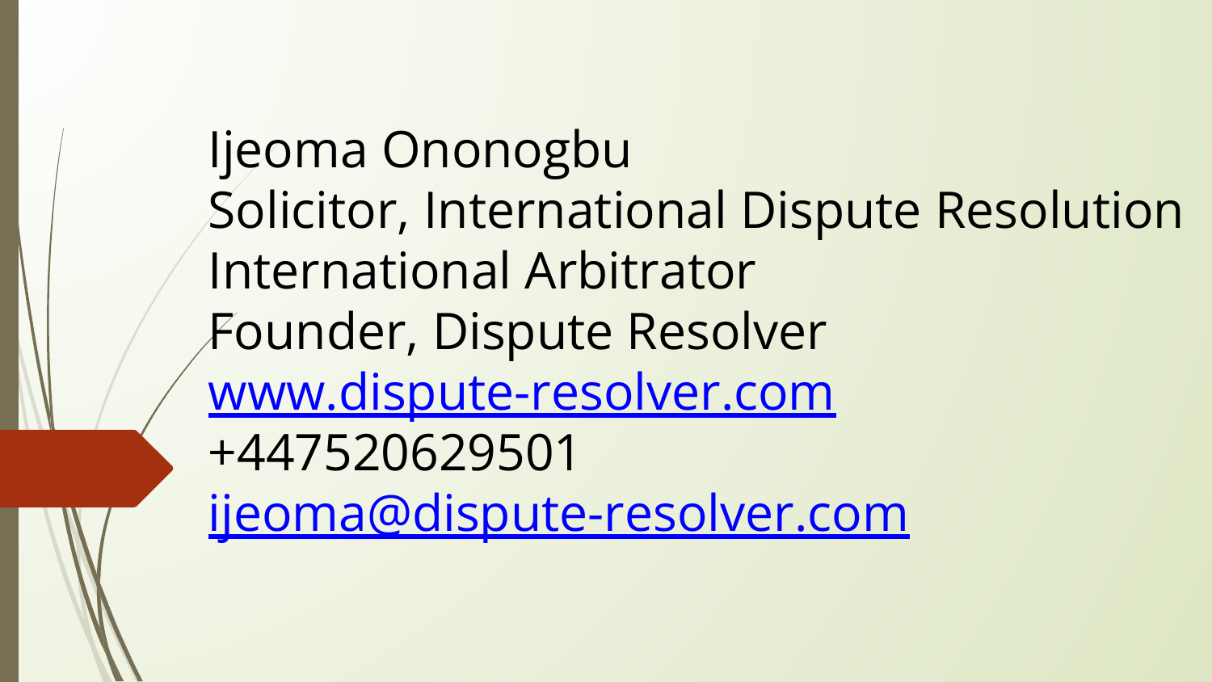Ijeoma Ononogbu

Solicitor, International Dispute Resolution

International Arbitrator

Founder, Dispute Resolver

www.dispute-resolver.com

+447520629501

ijeoma@dispute-resolver.com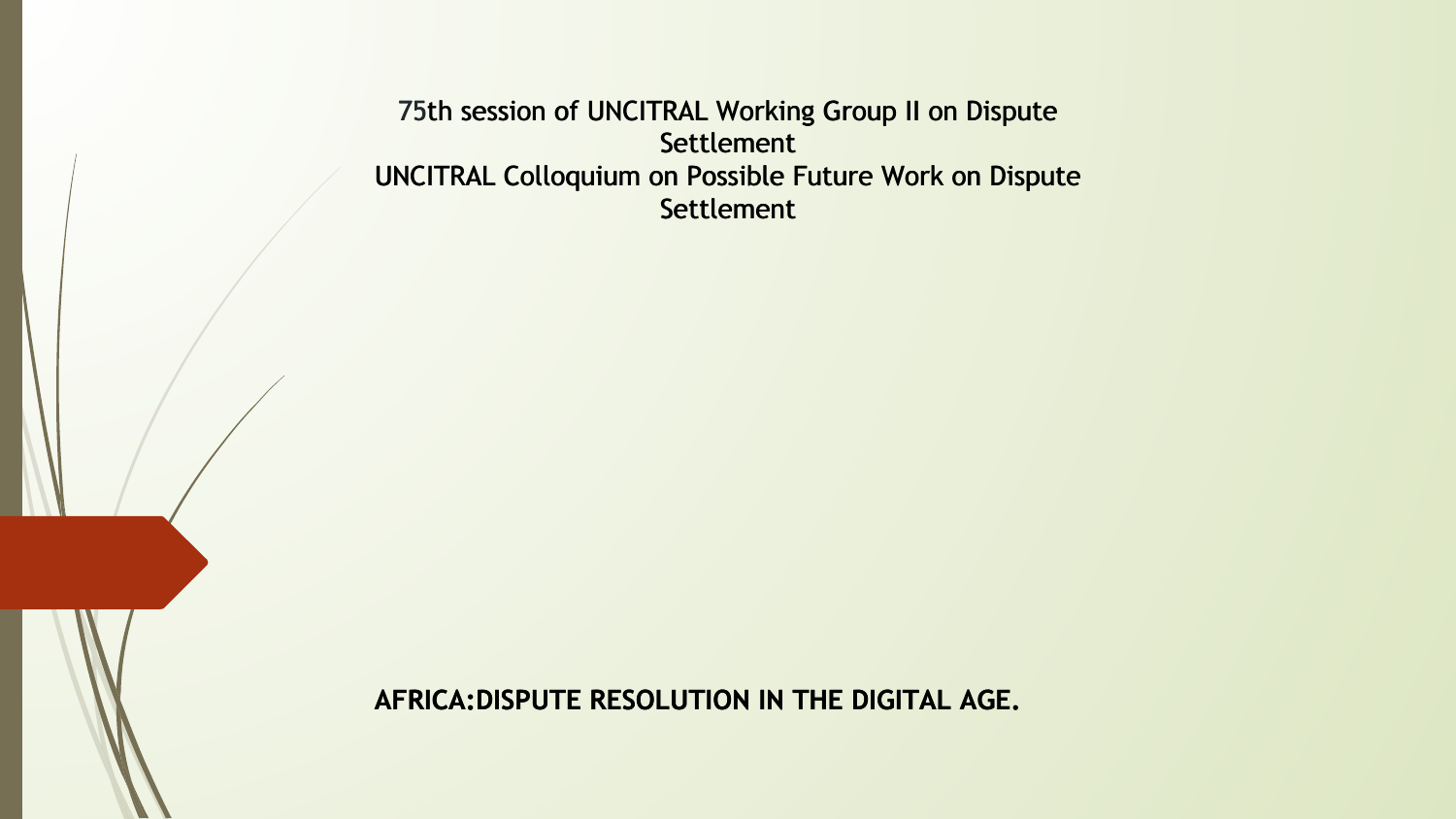75th session of UNCITRAL Working Group II on Dispute Settlement

UNCITRAL Colloquium on Possible Future Work on Dispute Settlement

**AFRICA:DISPUTE RESOLUTION IN THE DIGITAL AGE.**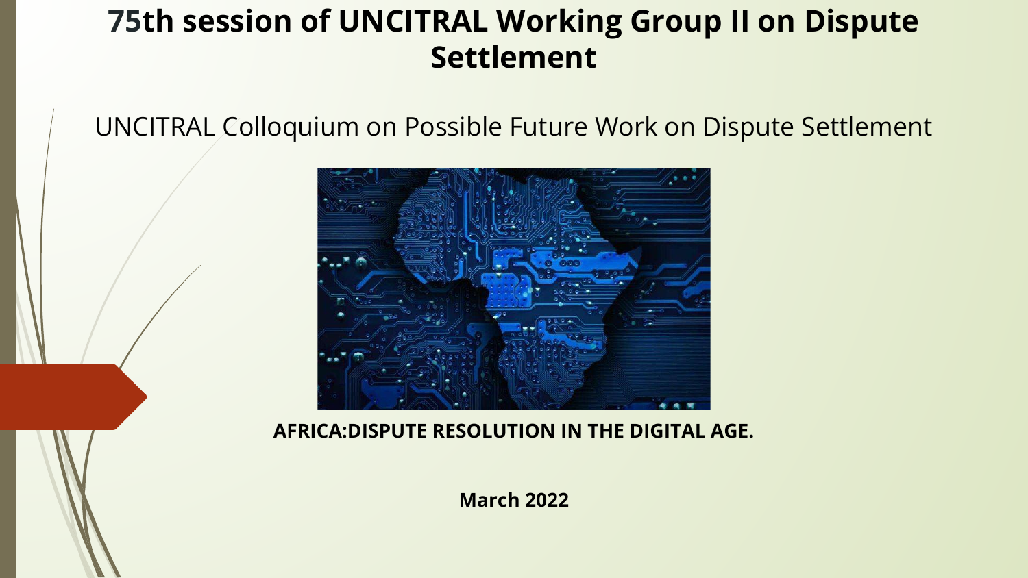# 75th session of UNCITRAL Working Group II on Dispute Settlement

UNCITRAL Colloquium on Possible Future Work on Dispute Settlement

**AFRICA:DISPUTE RESOLUTION IN THE DIGITAL AGE.**

**March 2022**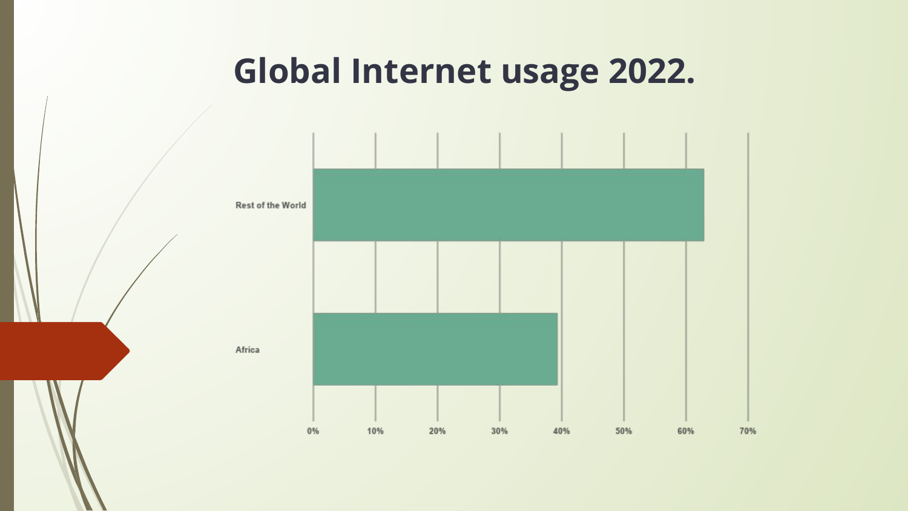# Global Internet usage 2022.

Rest of the World

Africa

0% 10% 20% 30% 40% 50% 60% 70%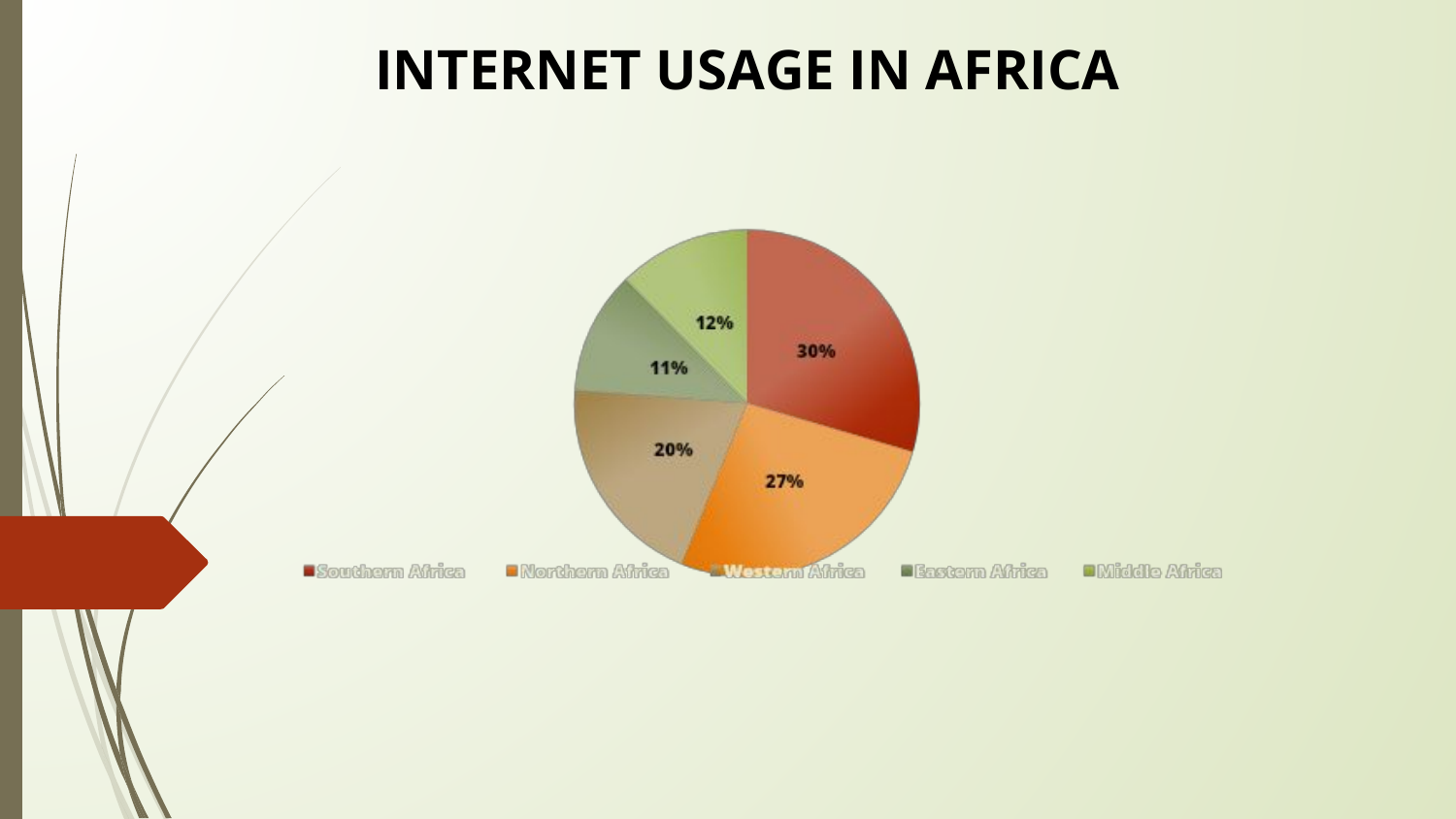# INTERNET USAGE IN AFRICA

| Region | Share |
| --- | --- |
| Southern Africa | 30% |
| Northern Africa | 27% |
| Western Africa | 20% |
| Eastern Africa | 11% |
| Middle Africa | 12% |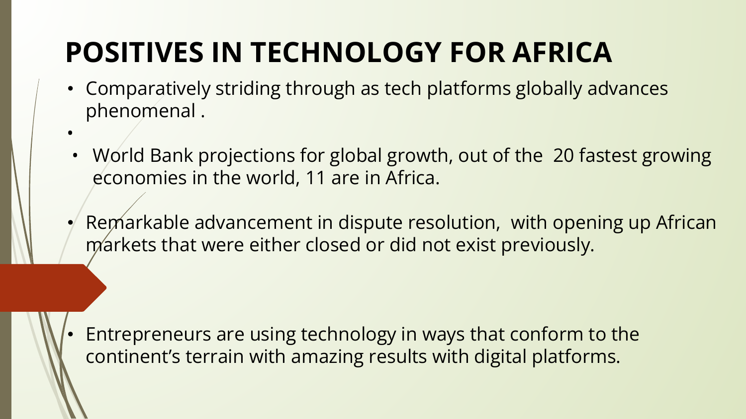# POSITIVES IN TECHNOLOGY FOR AFRICA

- Comparatively striding through as tech platforms globally advances phenomenal .
- World Bank projections for global growth, out of the 20 fastest growing economies in the world, 11 are in Africa.
- Remarkable advancement in dispute resolution, with opening up African markets that were either closed or did not exist previously.
- Entrepreneurs are using technology in ways that conform to the continent's terrain with amazing results with digital platforms.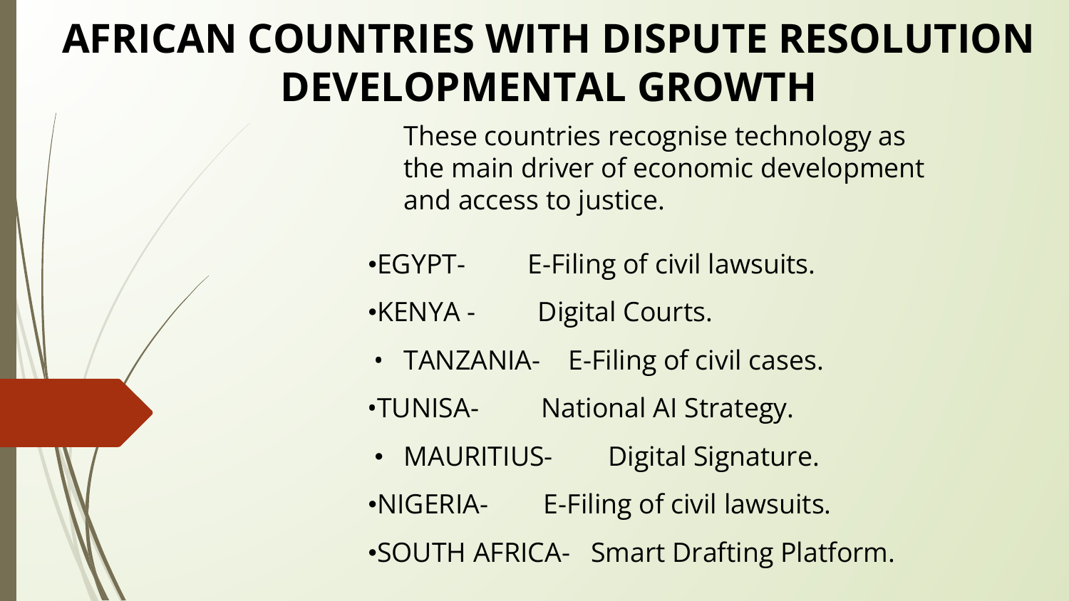# AFRICAN COUNTRIES WITH DISPUTE RESOLUTION DEVELOPMENTAL GROWTH

These countries recognise technology as the main driver of economic development and access to justice.

- EGYPT- E-Filing of civil lawsuits.
- KENYA - Digital Courts.
- TANZANIA- E-Filing of civil cases.
- TUNISA- National AI Strategy.
- MAURITIUS- Digital Signature.
- NIGERIA- E-Filing of civil lawsuits.
- SOUTH AFRICA- Smart Drafting Platform.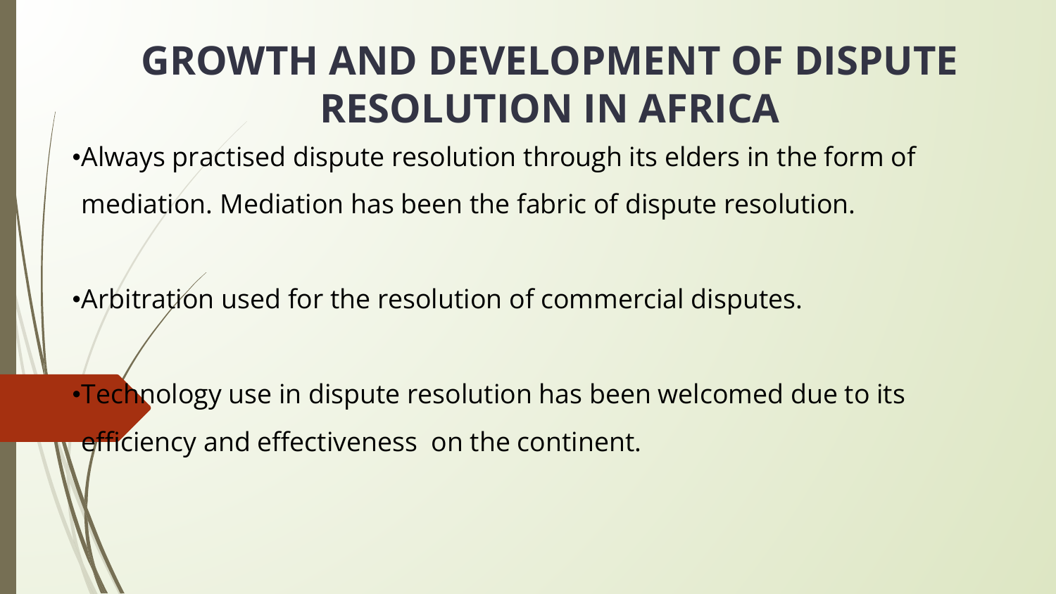# GROWTH AND DEVELOPMENT OF DISPUTE RESOLUTION IN AFRICA

- Always practised dispute resolution through its elders in the form of mediation. Mediation has been the fabric of dispute resolution.

- Arbitration used for the resolution of commercial disputes.

- Technology use in dispute resolution has been welcomed due to its efficiency and effectiveness on the continent.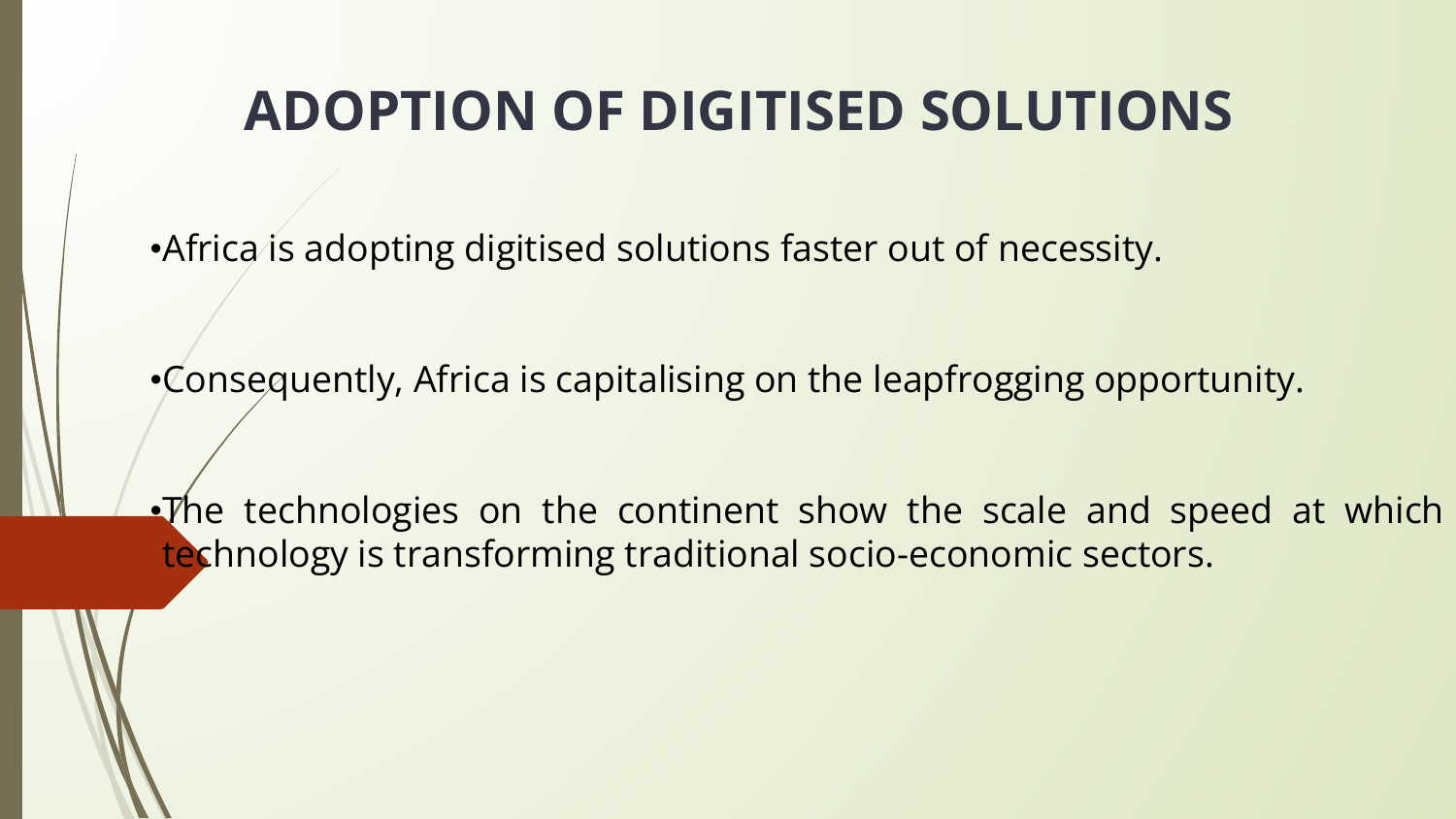# ADOPTION OF DIGITISED SOLUTIONS

- Africa is adopting digitised solutions faster out of necessity.

- Consequently, Africa is capitalising on the leapfrogging opportunity.

- The technologies on the continent show the scale and speed at which technology is transforming traditional socio-economic sectors.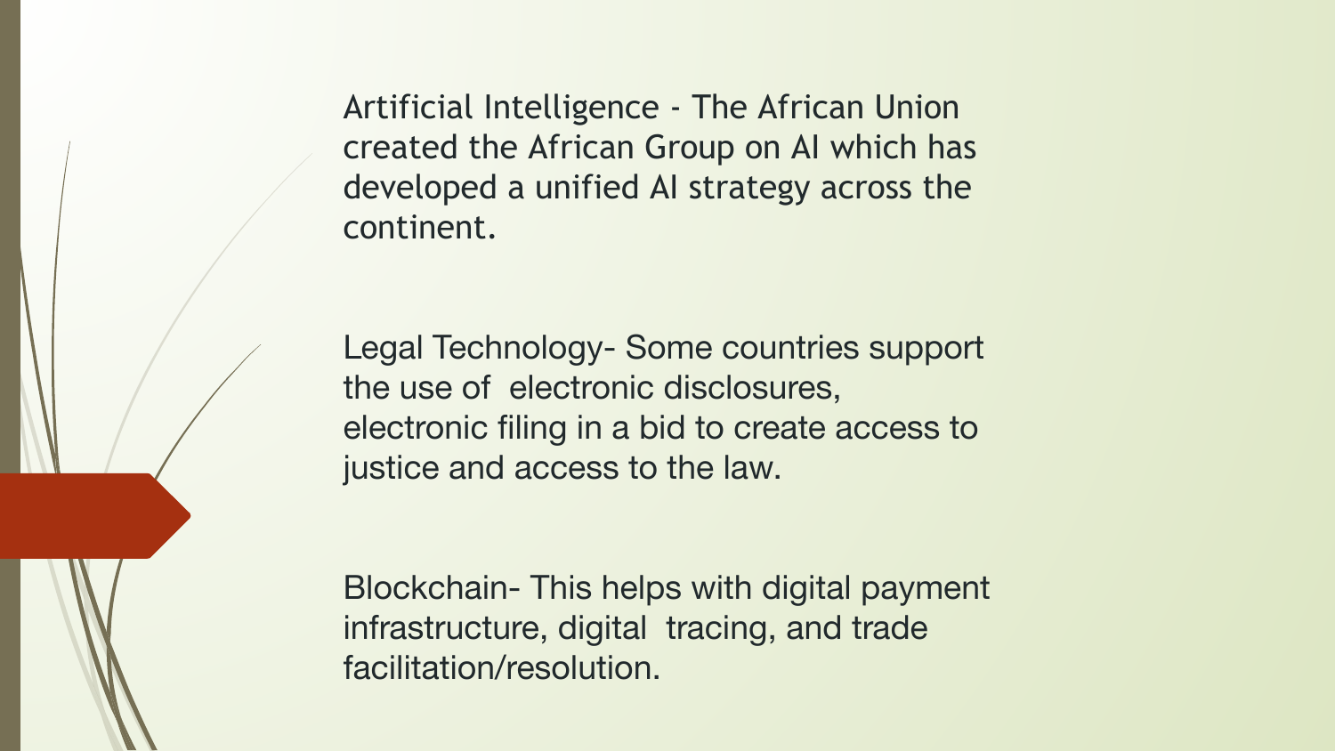Artificial Intelligence - The African Union created the African Group on AI which has developed a unified AI strategy across the continent.

Legal Technology- Some countries support the use of electronic disclosures, electronic filing in a bid to create access to justice and access to the law.

Blockchain- This helps with digital payment infrastructure, digital tracing, and trade facilitation/resolution.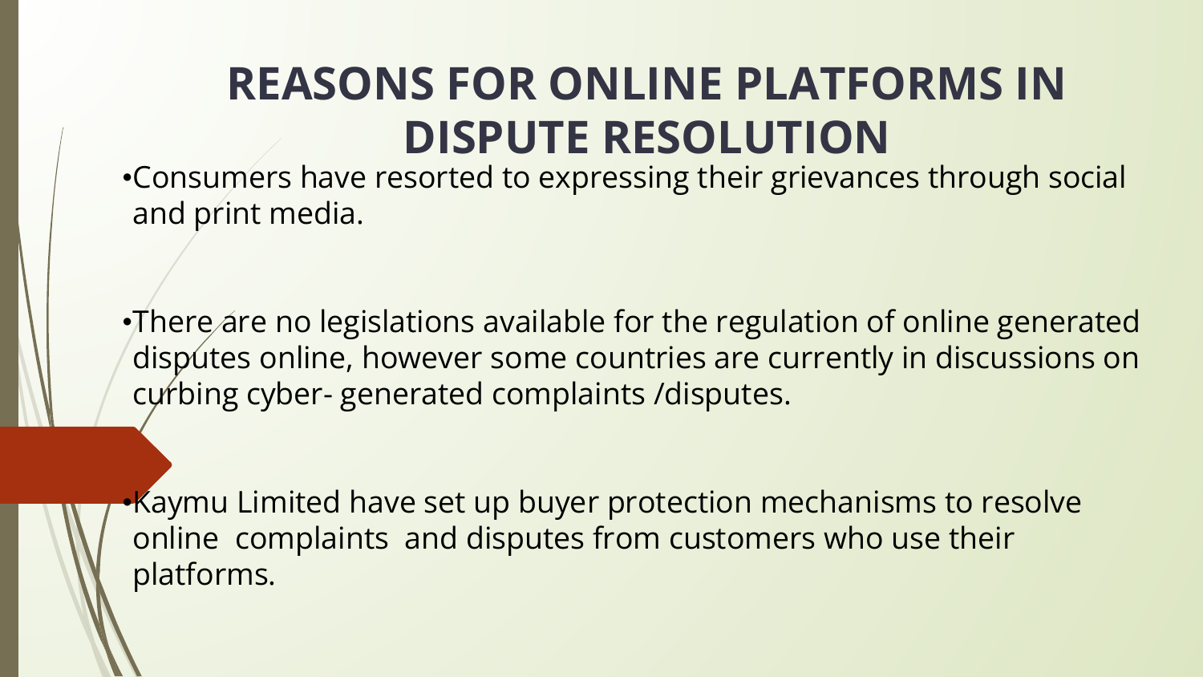# REASONS FOR ONLINE PLATFORMS IN DISPUTE RESOLUTION

- Consumers have resorted to expressing their grievances through social and print media.

- There are no legislations available for the regulation of online generated disputes online, however some countries are currently in discussions on curbing cyber- generated complaints /disputes.

- Kaymu Limited have set up buyer protection mechanisms to resolve online complaints and disputes from customers who use their platforms.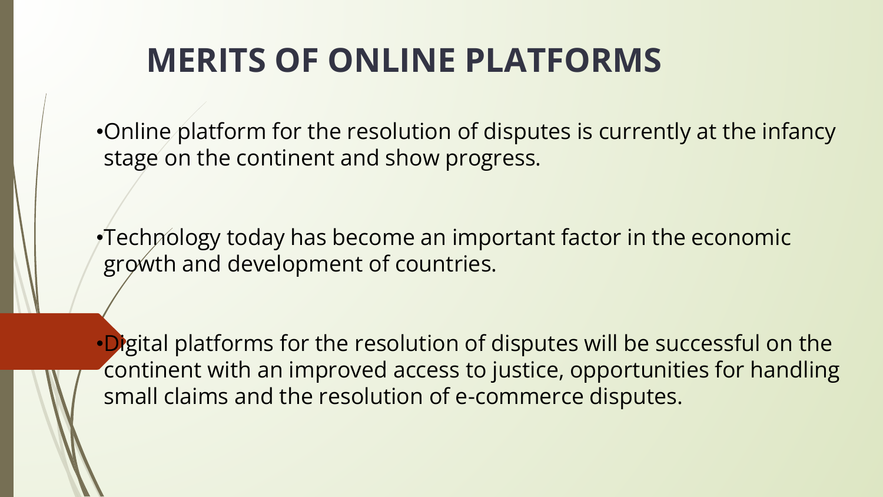# MERITS OF ONLINE PLATFORMS

- Online platform for the resolution of disputes is currently at the infancy stage on the continent and show progress.

- Technology today has become an important factor in the economic growth and development of countries.

- Digital platforms for the resolution of disputes will be successful on the continent with an improved access to justice, opportunities for handling small claims and the resolution of e-commerce disputes.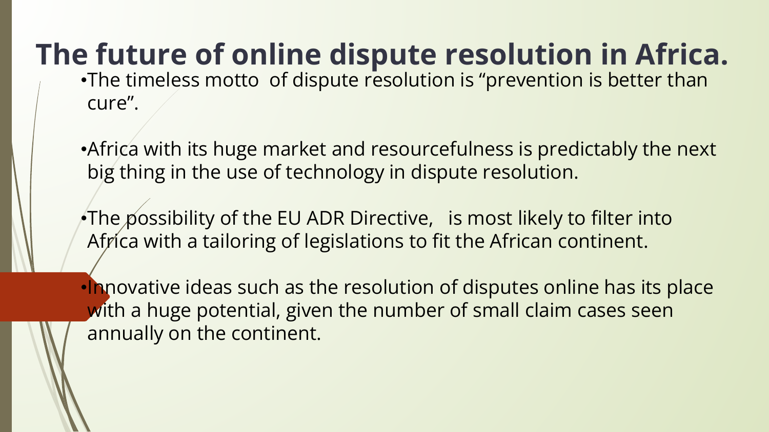# The future of online dispute resolution in Africa.

- The timeless motto  of dispute resolution is “prevention is better than cure”.
- Africa with its huge market and resourcefulness is predictably the next big thing in the use of technology in dispute resolution.
- The possibility of the EU ADR Directive,   is most likely to filter into Africa with a tailoring of legislations to fit the African continent.
- Innovative ideas such as the resolution of disputes online has its place with a huge potential, given the number of small claim cases seen annually on the continent.